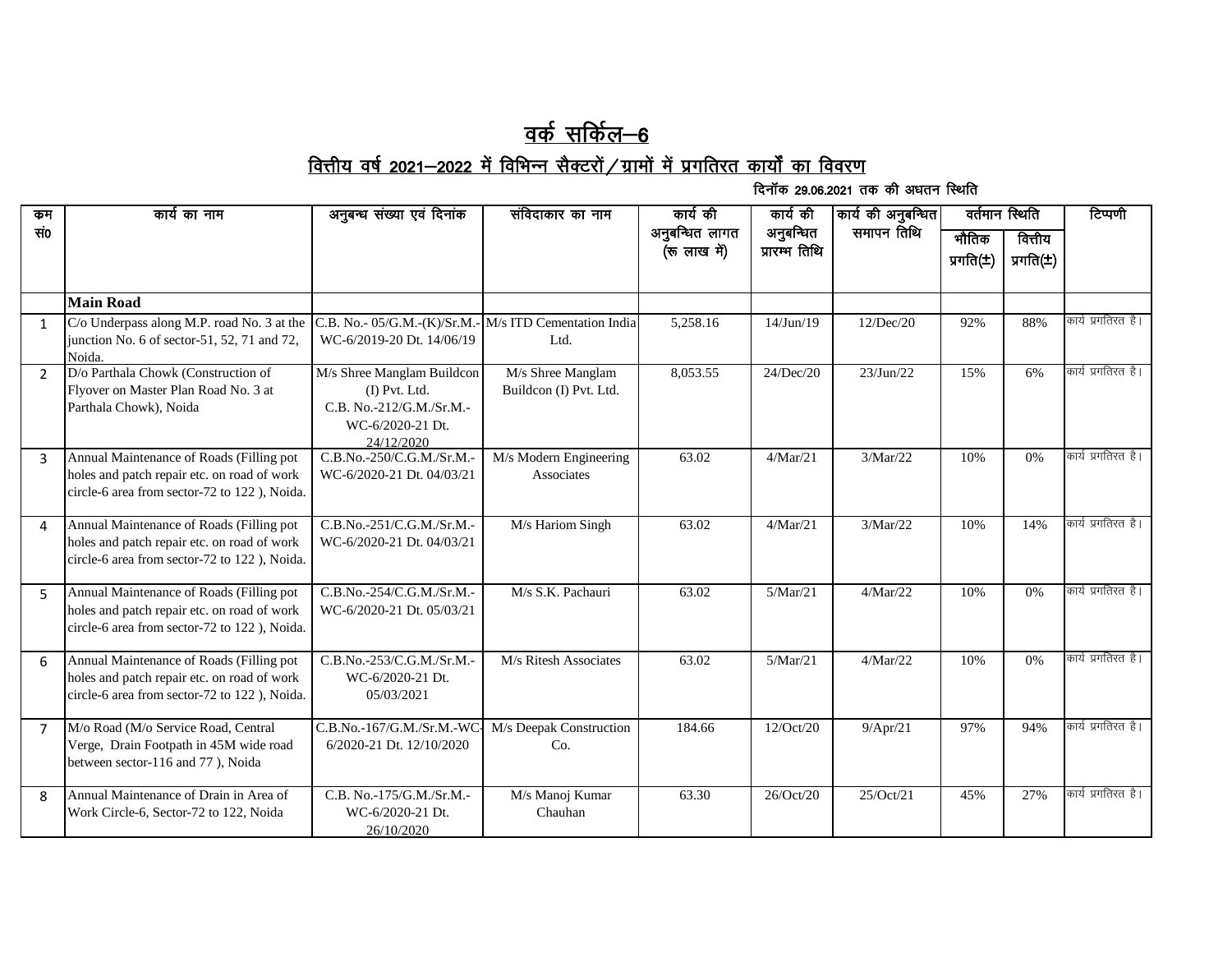# वर्क सर्किल–6

## वित्तीय वर्ष 2021–2022 में विभिन्न सैक्टरों/ग्रामों में प्रगतिरत कार्यों का विवरण

दिनॉक 29.06.2021 तक की अधतन स्थिति

| कम सं0 | कार्य का नाम | अनुबन्ध संख्या एवं दिनांक | संविदाकार का नाम | कार्य की अनुबन्धित लागत (रू लाख में) | कार्य की अनुबन्धित प्रारम्भ तिथि | कार्य की अनुबन्धित समापन तिथि | वर्तमान स्थिति | | टिप्पणी |
|---|---|---|---|---|---|---|---|---|---|
| | | | | | | | भौतिक प्रगति(±) | वित्तीय प्रगति(±) | |
| | **Main Road** | | | | | | | | |
| 1 | C/o Underpass along M.P. road No. 3 at the junction No. 6 of sector-51, 52, 71 and 72, Noida. | C.B. No.- 05/G.M.-(K)/Sr.M.-WC-6/2019-20 Dt. 14/06/19 | M/s ITD Cementation India Ltd. | 5,258.16 | 14/Jun/19 | 12/Dec/20 | 92% | 88% | कार्य प्रगतिरत है। |
| 2 | D/o Parthala Chowk (Construction of Flyover on Master Plan Road No. 3 at Parthala Chowk), Noida | M/s Shree Manglam Buildcon (I) Pvt. Ltd. C.B. No.-212/G.M./Sr.M.-WC-6/2020-21 Dt. 24/12/2020 | M/s Shree Manglam Buildcon (I) Pvt. Ltd. | 8,053.55 | 24/Dec/20 | 23/Jun/22 | 15% | 6% | कार्य प्रगतिरत है। |
| 3 | Annual Maintenance of Roads (Filling pot holes and patch repair etc. on road of work circle-6 area from sector-72 to 122 ), Noida. | C.B.No.-250/C.G.M./Sr.M.-WC-6/2020-21 Dt. 04/03/21 | M/s Modern Engineering Associates | 63.02 | 4/Mar/21 | 3/Mar/22 | 10% | 0% | कार्य प्रगतिरत है। |
| 4 | Annual Maintenance of Roads (Filling pot holes and patch repair etc. on road of work circle-6 area from sector-72 to 122 ), Noida. | C.B.No.-251/C.G.M./Sr.M.-WC-6/2020-21 Dt. 04/03/21 | M/s Hariom Singh | 63.02 | 4/Mar/21 | 3/Mar/22 | 10% | 14% | कार्य प्रगतिरत है। |
| 5 | Annual Maintenance of Roads (Filling pot holes and patch repair etc. on road of work circle-6 area from sector-72 to 122 ), Noida. | C.B.No.-254/C.G.M./Sr.M.-WC-6/2020-21 Dt. 05/03/21 | M/s S.K. Pachauri | 63.02 | 5/Mar/21 | 4/Mar/22 | 10% | 0% | कार्य प्रगतिरत है। |
| 6 | Annual Maintenance of Roads (Filling pot holes and patch repair etc. on road of work circle-6 area from sector-72 to 122 ), Noida. | C.B.No.-253/C.G.M./Sr.M.-WC-6/2020-21 Dt. 05/03/2021 | M/s Ritesh Associates | 63.02 | 5/Mar/21 | 4/Mar/22 | 10% | 0% | कार्य प्रगतिरत है। |
| 7 | M/o Road (M/o Service Road, Central Verge, Drain Footpath in 45M wide road between sector-116 and 77 ), Noida | C.B.No.-167/G.M./Sr.M.-WC-6/2020-21 Dt. 12/10/2020 | M/s Deepak Construction Co. | 184.66 | 12/Oct/20 | 9/Apr/21 | 97% | 94% | कार्य प्रगतिरत है। |
| 8 | Annual Maintenance of Drain in Area of Work Circle-6, Sector-72 to 122, Noida | C.B. No.-175/G.M./Sr.M.-WC-6/2020-21 Dt. 26/10/2020 | M/s Manoj Kumar Chauhan | 63.30 | 26/Oct/20 | 25/Oct/21 | 45% | 27% | कार्य प्रगतिरत है। |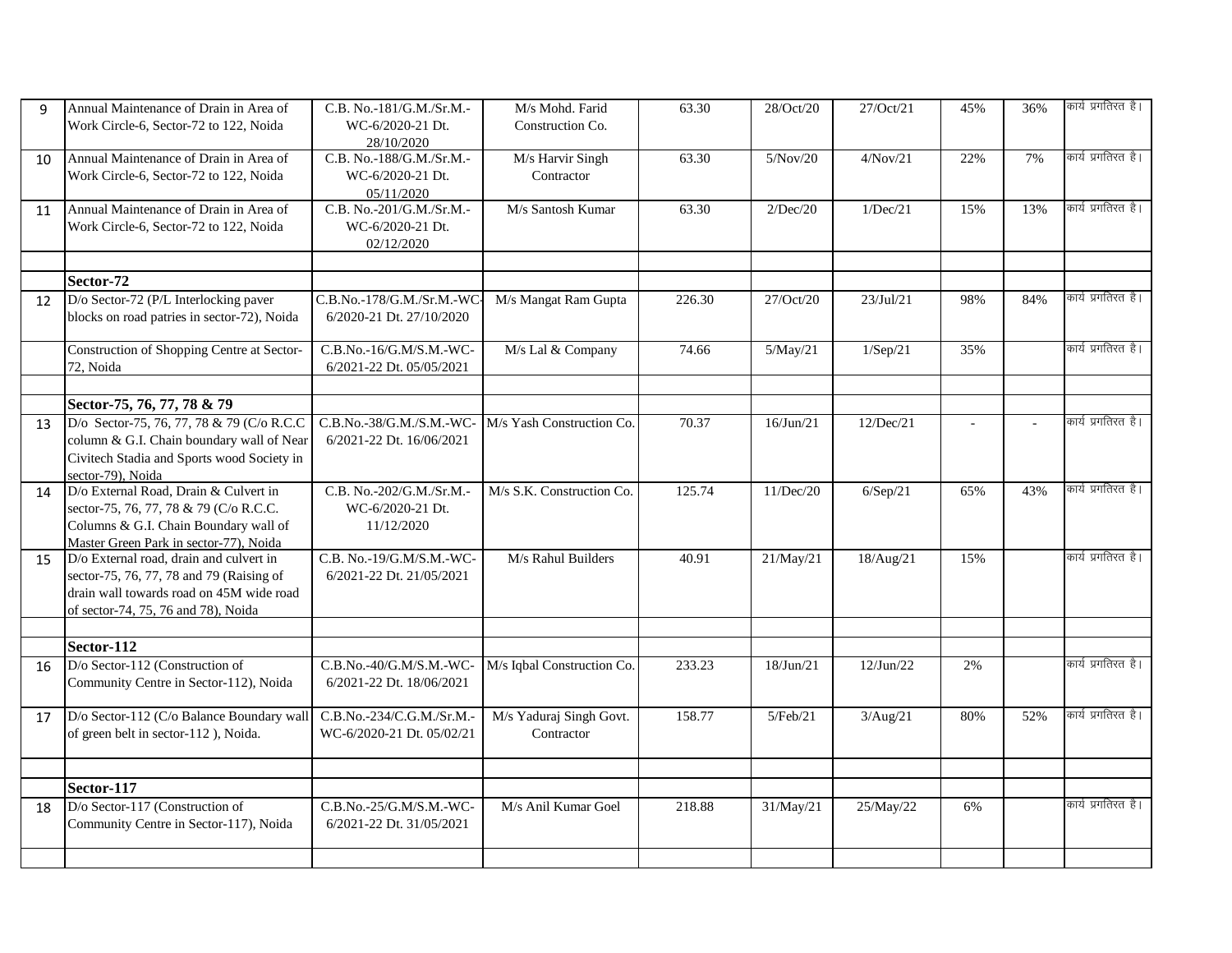| | | | | | | | | | |
|---|---|---|---|---|---|---|---|---|---|
| 9 | Annual Maintenance of Drain in Area of Work Circle-6, Sector-72 to 122, Noida | C.B. No.-181/G.M./Sr.M.-WC-6/2020-21 Dt. 28/10/2020 | M/s Mohd. Farid Construction Co. | 63.30 | 28/Oct/20 | 27/Oct/21 | 45% | 36% | कार्य प्रगतिरत है। |
| 10 | Annual Maintenance of Drain in Area of Work Circle-6, Sector-72 to 122, Noida | C.B. No.-188/G.M./Sr.M.-WC-6/2020-21 Dt. 05/11/2020 | M/s Harvir Singh Contractor | 63.30 | 5/Nov/20 | 4/Nov/21 | 22% | 7% | कार्य प्रगतिरत है। |
| 11 | Annual Maintenance of Drain in Area of Work Circle-6, Sector-72 to 122, Noida | C.B. No.-201/G.M./Sr.M.-WC-6/2020-21 Dt. 02/12/2020 | M/s Santosh Kumar | 63.30 | 2/Dec/20 | 1/Dec/21 | 15% | 13% | कार्य प्रगतिरत है। |
| | | | | | | | | | |
| | **Sector-72** | | | | | | | | |
| 12 | D/o Sector-72 (P/L Interlocking paver blocks on road patries in sector-72), Noida | C.B.No.-178/G.M./Sr.M.-WC-6/2020-21 Dt. 27/10/2020 | M/s Mangat Ram Gupta | 226.30 | 27/Oct/20 | 23/Jul/21 | 98% | 84% | कार्य प्रगतिरत है। |
| | Construction of Shopping Centre at Sector-72, Noida | C.B.No.-16/G.M/S.M.-WC-6/2021-22 Dt. 05/05/2021 | M/s Lal & Company | 74.66 | 5/May/21 | 1/Sep/21 | 35% | | कार्य प्रगतिरत है। |
| | | | | | | | | | |
| | **Sector-75, 76, 77, 78 & 79** | | | | | | | | |
| 13 | D/o Sector-75, 76, 77, 78 & 79 (C/o R.C.C column & G.I. Chain boundary wall of Near Civitech Stadia and Sports wood Society in sector-79), Noida | C.B.No.-38/G.M./S.M.-WC-6/2021-22 Dt. 16/06/2021 | M/s Yash Construction Co. | 70.37 | 16/Jun/21 | 12/Dec/21 | - | - | कार्य प्रगतिरत है। |
| 14 | D/o External Road, Drain & Culvert in sector-75, 76, 77, 78 & 79 (C/o R.C.C. Columns & G.I. Chain Boundary wall of Master Green Park in sector-77), Noida | C.B. No.-202/G.M./Sr.M.-WC-6/2020-21 Dt. 11/12/2020 | M/s S.K. Construction Co. | 125.74 | 11/Dec/20 | 6/Sep/21 | 65% | 43% | कार्य प्रगतिरत है। |
| 15 | D/o External road, drain and culvert in sector-75, 76, 77, 78 and 79 (Raising of drain wall towards road on 45M wide road of sector-74, 75, 76 and 78), Noida | C.B. No.-19/G.M/S.M.-WC-6/2021-22 Dt. 21/05/2021 | M/s Rahul Builders | 40.91 | 21/May/21 | 18/Aug/21 | 15% | | कार्य प्रगतिरत है। |
| | | | | | | | | | |
| | **Sector-112** | | | | | | | | |
| 16 | D/o Sector-112 (Construction of Community Centre in Sector-112), Noida | C.B.No.-40/G.M/S.M.-WC-6/2021-22 Dt. 18/06/2021 | M/s Iqbal Construction Co. | 233.23 | 18/Jun/21 | 12/Jun/22 | 2% | | कार्य प्रगतिरत है। |
| 17 | D/o Sector-112 (C/o Balance Boundary wall of green belt in sector-112 ), Noida. | C.B.No.-234/C.G.M./Sr.M.-WC-6/2020-21 Dt. 05/02/21 | M/s Yaduraj Singh Govt. Contractor | 158.77 | 5/Feb/21 | 3/Aug/21 | 80% | 52% | कार्य प्रगतिरत है। |
| | | | | | | | | | |
| | **Sector-117** | | | | | | | | |
| 18 | D/o Sector-117 (Construction of Community Centre in Sector-117), Noida | C.B.No.-25/G.M/S.M.-WC-6/2021-22 Dt. 31/05/2021 | M/s Anil Kumar Goel | 218.88 | 31/May/21 | 25/May/22 | 6% | | कार्य प्रगतिरत है। |
| | | | | | | | | | |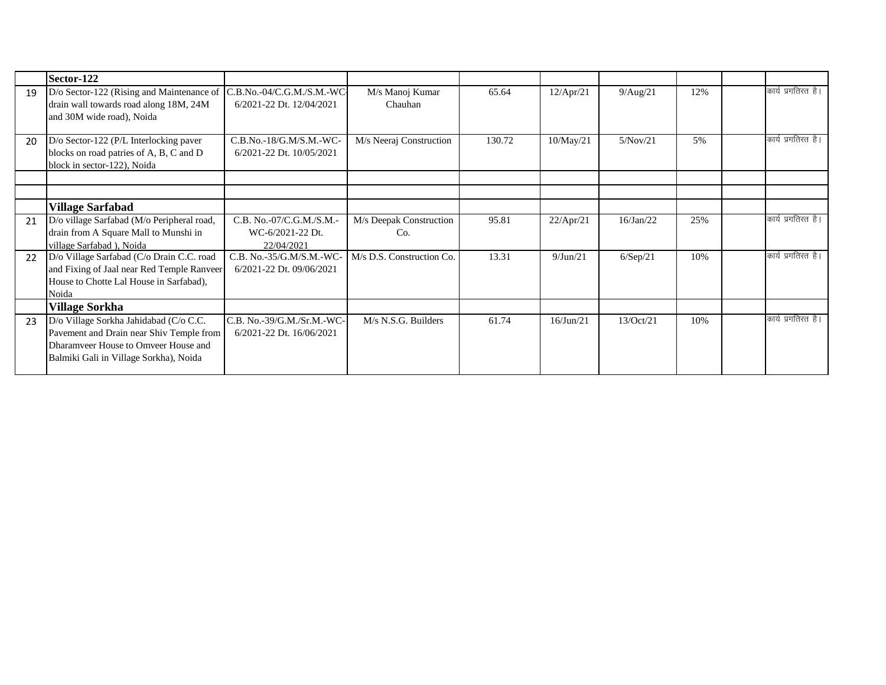| | | | | | | | | | |
|---|---|---|---|---|---|---|---|---|---|
| | **Sector-122** | | | | | | | | |
| 19 | D/o Sector-122 (Rising and Maintenance of drain wall towards road along 18M, 24M and 30M wide road), Noida | C.B.No.-04/C.G.M./S.M.-WC-6/2021-22 Dt. 12/04/2021 | M/s Manoj Kumar Chauhan | 65.64 | 12/Apr/21 | 9/Aug/21 | 12% | | कार्य प्रगतिरत है। |
| 20 | D/o Sector-122 (P/L Interlocking paver blocks on road patries of A, B, C and D block in sector-122), Noida | C.B.No.-18/G.M/S.M.-WC-6/2021-22 Dt. 10/05/2021 | M/s Neeraj Construction | 130.72 | 10/May/21 | 5/Nov/21 | 5% | | कार्य प्रगतिरत है। |
| | | | | | | | | | |
| | | | | | | | | | |
| | **Village Sarfabad** | | | | | | | | |
| 21 | D/o village Sarfabad (M/o Peripheral road, drain from A Square Mall to Munshi in village Sarfabad ), Noida | C.B. No.-07/C.G.M./S.M.-WC-6/2021-22 Dt. 22/04/2021 | M/s Deepak Construction Co. | 95.81 | 22/Apr/21 | 16/Jan/22 | 25% | | कार्य प्रगतिरत है। |
| 22 | D/o Village Sarfabad (C/o Drain C.C. road and Fixing of Jaal near Red Temple Ranveer House to Chotte Lal House in Sarfabad), Noida | C.B. No.-35/G.M/S.M.-WC-6/2021-22 Dt. 09/06/2021 | M/s D.S. Construction Co. | 13.31 | 9/Jun/21 | 6/Sep/21 | 10% | | कार्य प्रगतिरत है। |
| | **Village Sorkha** | | | | | | | | |
| 23 | D/o Village Sorkha Jahidabad (C/o C.C. Pavement and Drain near Shiv Temple from Dharamveer House to Omveer House and Balmiki Gali in Village Sorkha), Noida | C.B. No.-39/G.M./Sr.M.-WC-6/2021-22 Dt. 16/06/2021 | M/s N.S.G. Builders | 61.74 | 16/Jun/21 | 13/Oct/21 | 10% | | कार्य प्रगतिरत है। |